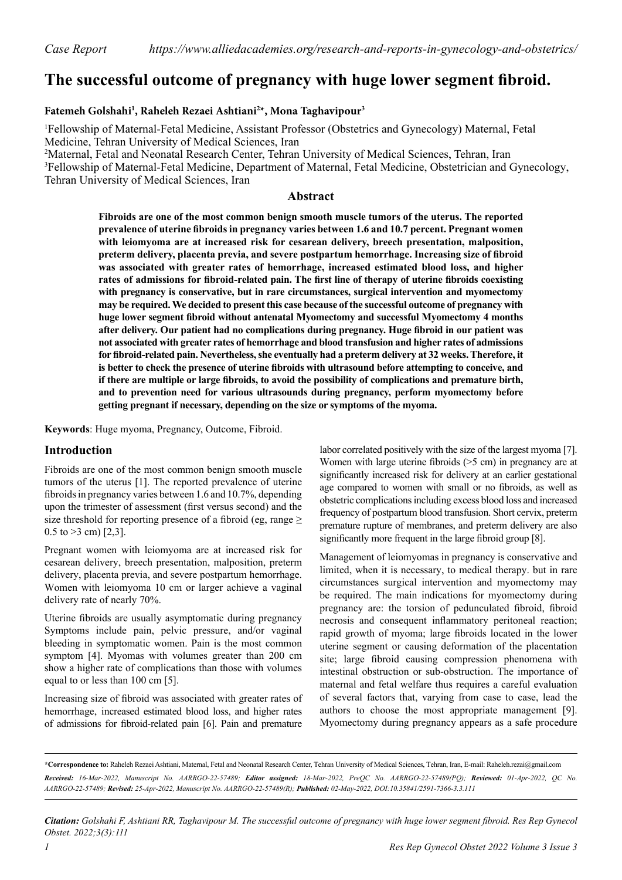*Case Report* *https://www.alliedacademies.org/research-and-reports-in-gynecology-and-obstetrics/*

# The successful outcome of pregnancy with huge lower segment fibroid.

**Fatemeh Golshahi[1], Raheleh Rezaei Ashtiani[2*], Mona Taghavipour[3]**

[1]Fellowship of Maternal-Fetal Medicine, Assistant Professor (Obstetrics and Gynecology) Maternal, Fetal Medicine, Tehran University of Medical Sciences, Iran

[2]Maternal, Fetal and Neonatal Research Center, Tehran University of Medical Sciences, Tehran, Iran

[3]Fellowship of Maternal-Fetal Medicine, Department of Maternal, Fetal Medicine, Obstetrician and Gynecology, Tehran University of Medical Sciences, Iran

## Abstract

**Fibroids are one of the most common benign smooth muscle tumors of the uterus. The reported prevalence of uterine fibroids in pregnancy varies between 1.6 and 10.7 percent. Pregnant women with leiomyoma are at increased risk for cesarean delivery, breech presentation, malposition, preterm delivery, placenta previa, and severe postpartum hemorrhage. Increasing size of fibroid was associated with greater rates of hemorrhage, increased estimated blood loss, and higher rates of admissions for fibroid-related pain. The first line of therapy of uterine fibroids coexisting with pregnancy is conservative, but in rare circumstances, surgical intervention and myomectomy may be required. We decided to present this case because of the successful outcome of pregnancy with huge lower segment fibroid without antenatal Myomectomy and successful Myomectomy 4 months after delivery. Our patient had no complications during pregnancy. Huge fibroid in our patient was not associated with greater rates of hemorrhage and blood transfusion and higher rates of admissions for fibroid-related pain. Nevertheless, she eventually had a preterm delivery at 32 weeks. Therefore, it is better to check the presence of uterine fibroids with ultrasound before attempting to conceive, and if there are multiple or large fibroids, to avoid the possibility of complications and premature birth, and to prevention need for various ultrasounds during pregnancy, perform myomectomy before getting pregnant if necessary, depending on the size or symptoms of the myoma.**

**Keywords**: Huge myoma, Pregnancy, Outcome, Fibroid.

## Introduction

Fibroids are one of the most common benign smooth muscle tumors of the uterus [1]. The reported prevalence of uterine fibroids in pregnancy varies between 1.6 and 10.7%, depending upon the trimester of assessment (first versus second) and the size threshold for reporting presence of a fibroid (eg, range ≥ 0.5 to >3 cm) [2,3].

Pregnant women with leiomyoma are at increased risk for cesarean delivery, breech presentation, malposition, preterm delivery, placenta previa, and severe postpartum hemorrhage. Women with leiomyoma 10 cm or larger achieve a vaginal delivery rate of nearly 70%.

Uterine fibroids are usually asymptomatic during pregnancy Symptoms include pain, pelvic pressure, and/or vaginal bleeding in symptomatic women. Pain is the most common symptom [4]. Myomas with volumes greater than 200 cm show a higher rate of complications than those with volumes equal to or less than 100 cm [5].

Increasing size of fibroid was associated with greater rates of hemorrhage, increased estimated blood loss, and higher rates of admissions for fibroid-related pain [6]. Pain and premature labor correlated positively with the size of the largest myoma [7]. Women with large uterine fibroids (>5 cm) in pregnancy are at significantly increased risk for delivery at an earlier gestational age compared to women with small or no fibroids, as well as obstetric complications including excess blood loss and increased frequency of postpartum blood transfusion. Short cervix, preterm premature rupture of membranes, and preterm delivery are also significantly more frequent in the large fibroid group [8].

Management of leiomyomas in pregnancy is conservative and limited, when it is necessary, to medical therapy. but in rare circumstances surgical intervention and myomectomy may be required. The main indications for myomectomy during pregnancy are: the torsion of pedunculated fibroid, fibroid necrosis and consequent inflammatory peritoneal reaction; rapid growth of myoma; large fibroids located in the lower uterine segment or causing deformation of the placentation site; large fibroid causing compression phenomena with intestinal obstruction or sub-obstruction. The importance of maternal and fetal welfare thus requires a careful evaluation of several factors that, varying from case to case, lead the authors to choose the most appropriate management [9]. Myomectomy during pregnancy appears as a safe procedure

---

***Correspondence to:** Raheleh Rezaei Ashtiani, Maternal, Fetal and Neonatal Research Center, Tehran University of Medical Sciences, Tehran, Iran, E-mail: Raheleh.rezai@gmail.com

***Received:** 16-Mar-2022, Manuscript No. AARRGO-22-57489; **Editor assigned:** 18-Mar-2022, PreQC No. AARRGO-22-57489(PQ); **Reviewed:** 01-Apr-2022, QC No. AARRGO-22-57489; **Revised:** 25-Apr-2022, Manuscript No. AARRGO-22-57489(R); **Published:** 02-May-2022, DOI:10.35841/2591-7366-3.3.111*

***Citation:** Golshahi F, Ashtiani RR, Taghavipour M. The successful outcome of pregnancy with huge lower segment fibroid. Res Rep Gynecol Obstet. 2022;3(3):111*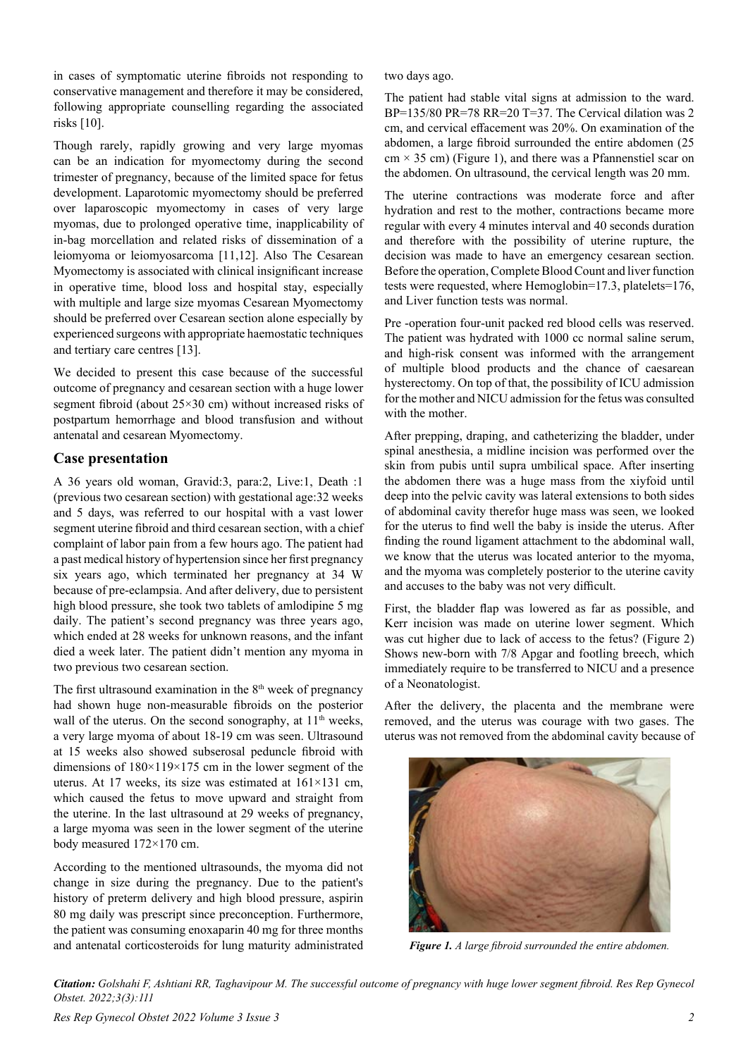in cases of symptomatic uterine fibroids not responding to conservative management and therefore it may be considered, following appropriate counselling regarding the associated risks [10].

Though rarely, rapidly growing and very large myomas can be an indication for myomectomy during the second trimester of pregnancy, because of the limited space for fetus development. Laparotomic myomectomy should be preferred over laparoscopic myomectomy in cases of very large myomas, due to prolonged operative time, inapplicability of in-bag morcellation and related risks of dissemination of a leiomyoma or leiomyosarcoma [11,12]. Also The Cesarean Myomectomy is associated with clinical insignificant increase in operative time, blood loss and hospital stay, especially with multiple and large size myomas Cesarean Myomectomy should be preferred over Cesarean section alone especially by experienced surgeons with appropriate haemostatic techniques and tertiary care centres [13].

We decided to present this case because of the successful outcome of pregnancy and cesarean section with a huge lower segment fibroid (about 25×30 cm) without increased risks of postpartum hemorrhage and blood transfusion and without antenatal and cesarean Myomectomy.

## Case presentation

A 36 years old woman, Gravid:3, para:2, Live:1, Death :1 (previous two cesarean section) with gestational age:32 weeks and 5 days, was referred to our hospital with a vast lower segment uterine fibroid and third cesarean section, with a chief complaint of labor pain from a few hours ago. The patient had a past medical history of hypertension since her first pregnancy six years ago, which terminated her pregnancy at 34 W because of pre-eclampsia. And after delivery, due to persistent high blood pressure, she took two tablets of amlodipine 5 mg daily. The patient's second pregnancy was three years ago, which ended at 28 weeks for unknown reasons, and the infant died a week later. The patient didn't mention any myoma in two previous two cesarean section.

The first ultrasound examination in the 8th week of pregnancy had shown huge non-measurable fibroids on the posterior wall of the uterus. On the second sonography, at 11th weeks, a very large myoma of about 18-19 cm was seen. Ultrasound at 15 weeks also showed subserosal peduncle fibroid with dimensions of 180×119×175 cm in the lower segment of the uterus. At 17 weeks, its size was estimated at 161×131 cm, which caused the fetus to move upward and straight from the uterine. In the last ultrasound at 29 weeks of pregnancy, a large myoma was seen in the lower segment of the uterine body measured 172×170 cm.

According to the mentioned ultrasounds, the myoma did not change in size during the pregnancy. Due to the patient's history of preterm delivery and high blood pressure, aspirin 80 mg daily was prescript since preconception. Furthermore, the patient was consuming enoxaparin 40 mg for three months and antenatal corticosteroids for lung maturity administrated two days ago.

The patient had stable vital signs at admission to the ward. BP=135/80 PR=78 RR=20 T=37. The Cervical dilation was 2 cm, and cervical effacement was 20%. On examination of the abdomen, a large fibroid surrounded the entire abdomen (25 cm × 35 cm) (Figure 1), and there was a Pfannenstiel scar on the abdomen. On ultrasound, the cervical length was 20 mm.

The uterine contractions was moderate force and after hydration and rest to the mother, contractions became more regular with every 4 minutes interval and 40 seconds duration and therefore with the possibility of uterine rupture, the decision was made to have an emergency cesarean section. Before the operation, Complete Blood Count and liver function tests were requested, where Hemoglobin=17.3, platelets=176, and Liver function tests was normal.

Pre -operation four-unit packed red blood cells was reserved. The patient was hydrated with 1000 cc normal saline serum, and high-risk consent was informed with the arrangement of multiple blood products and the chance of caesarean hysterectomy. On top of that, the possibility of ICU admission for the mother and NICU admission for the fetus was consulted with the mother.

After prepping, draping, and catheterizing the bladder, under spinal anesthesia, a midline incision was performed over the skin from pubis until supra umbilical space. After inserting the abdomen there was a huge mass from the xiyfoid until deep into the pelvic cavity was lateral extensions to both sides of abdominal cavity therefor huge mass was seen, we looked for the uterus to find well the baby is inside the uterus. After finding the round ligament attachment to the abdominal wall, we know that the uterus was located anterior to the myoma, and the myoma was completely posterior to the uterine cavity and accuses to the baby was not very difficult.

First, the bladder flap was lowered as far as possible, and Kerr incision was made on uterine lower segment. Which was cut higher due to lack of access to the fetus? (Figure 2) Shows new-born with 7/8 Apgar and footling breech, which immediately require to be transferred to NICU and a presence of a Neonatologist.

After the delivery, the placenta and the membrane were removed, and the uterus was courage with two gases. The uterus was not removed from the abdominal cavity because of

*Figure 1. A large fibroid surrounded the entire abdomen.*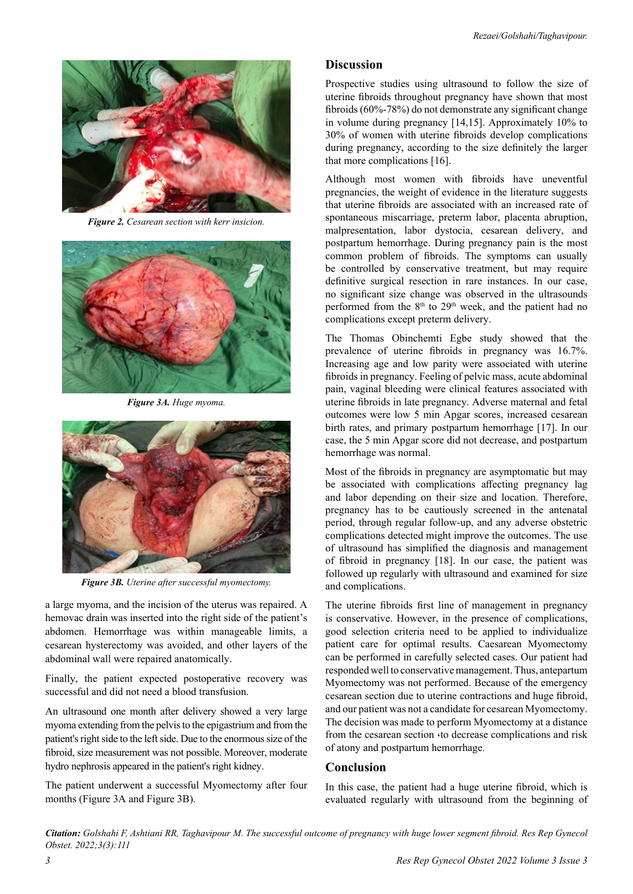*Figure 2. Cesarean section with kerr insicion.*

*Figure 3A. Huge myoma.*

*Figure 3B. Uterine after successful myomectomy.*

a large myoma, and the incision of the uterus was repaired. A hemovac drain was inserted into the right side of the patient's abdomen. Hemorrhage was within manageable limits, a cesarean hysterectomy was avoided, and other layers of the abdominal wall were repaired anatomically.

Finally, the patient expected postoperative recovery was successful and did not need a blood transfusion.

An ultrasound one month after delivery showed a very large myoma extending from the pelvis to the epigastrium and from the patient's right side to the left side. Due to the enormous size of the fibroid, size measurement was not possible. Moreover, moderate hydro nephrosis appeared in the patient's right kidney.

The patient underwent a successful Myomectomy after four months (Figure 3A and Figure 3B).

## Discussion

Prospective studies using ultrasound to follow the size of uterine fibroids throughout pregnancy have shown that most fibroids (60%-78%) do not demonstrate any significant change in volume during pregnancy [14,15]. Approximately 10% to 30% of women with uterine fibroids develop complications during pregnancy, according to the size definitely the larger that more complications [16].

Although most women with fibroids have uneventful pregnancies, the weight of evidence in the literature suggests that uterine fibroids are associated with an increased rate of spontaneous miscarriage, preterm labor, placenta abruption, malpresentation, labor dystocia, cesarean delivery, and postpartum hemorrhage. During pregnancy pain is the most common problem of fibroids. The symptoms can usually be controlled by conservative treatment, but may require definitive surgical resection in rare instances. In our case, no significant size change was observed in the ultrasounds performed from the 8th to 29th week, and the patient had no complications except preterm delivery.

The Thomas Obinchemti Egbe study showed that the prevalence of uterine fibroids in pregnancy was 16.7%. Increasing age and low parity were associated with uterine fibroids in pregnancy. Feeling of pelvic mass, acute abdominal pain, vaginal bleeding were clinical features associated with uterine fibroids in late pregnancy. Adverse maternal and fetal outcomes were low 5 min Apgar scores, increased cesarean birth rates, and primary postpartum hemorrhage [17]. In our case, the 5 min Apgar score did not decrease, and postpartum hemorrhage was normal.

Most of the fibroids in pregnancy are asymptomatic but may be associated with complications affecting pregnancy lag and labor depending on their size and location. Therefore, pregnancy has to be cautiously screened in the antenatal period, through regular follow-up, and any adverse obstetric complications detected might improve the outcomes. The use of ultrasound has simplified the diagnosis and management of fibroid in pregnancy [18]. In our case, the patient was followed up regularly with ultrasound and examined for size and complications.

The uterine fibroids first line of management in pregnancy is conservative. However, in the presence of complications, good selection criteria need to be applied to individualize patient care for optimal results. Caesarean Myomectomy can be performed in carefully selected cases. Our patient had responded well to conservative management. Thus, antepartum Myomectomy was not performed. Because of the emergency cesarean section due to uterine contractions and huge fibroid, and our patient was not a candidate for cesarean Myomectomy. The decision was made to perform Myomectomy at a distance from the cesarean section ،to decrease complications and risk of atony and postpartum hemorrhage.

## Conclusion

In this case, the patient had a huge uterine fibroid, which is evaluated regularly with ultrasound from the beginning of

***Citation:*** *Golshahi F, Ashtiani RR, Taghavipour M. The successful outcome of pregnancy with huge lower segment fibroid. Res Rep Gynecol Obstet. 2022;3(3):111*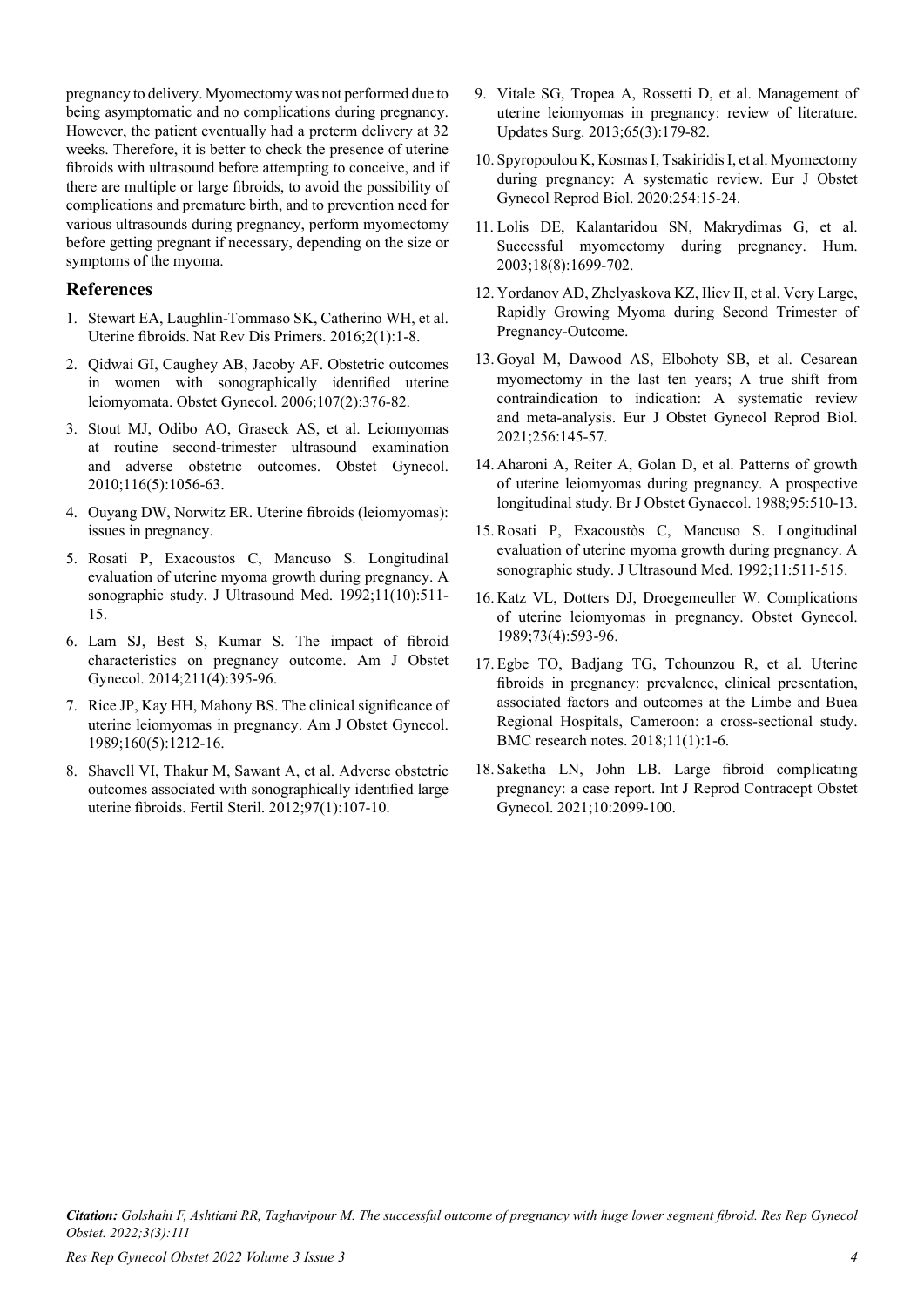pregnancy to delivery. Myomectomy was not performed due to being asymptomatic and no complications during pregnancy. However, the patient eventually had a preterm delivery at 32 weeks. Therefore, it is better to check the presence of uterine fibroids with ultrasound before attempting to conceive, and if there are multiple or large fibroids, to avoid the possibility of complications and premature birth, and to prevention need for various ultrasounds during pregnancy, perform myomectomy before getting pregnant if necessary, depending on the size or symptoms of the myoma.

## References

1. Stewart EA, Laughlin-Tommaso SK, Catherino WH, et al. Uterine fibroids. Nat Rev Dis Primers. 2016;2(1):1-8.
2. Qidwai GI, Caughey AB, Jacoby AF. Obstetric outcomes in women with sonographically identified uterine leiomyomata. Obstet Gynecol. 2006;107(2):376-82.
3. Stout MJ, Odibo AO, Graseck AS, et al. Leiomyomas at routine second-trimester ultrasound examination and adverse obstetric outcomes. Obstet Gynecol. 2010;116(5):1056-63.
4. Ouyang DW, Norwitz ER. Uterine fibroids (leiomyomas): issues in pregnancy.
5. Rosati P, Exacoustos C, Mancuso S. Longitudinal evaluation of uterine myoma growth during pregnancy. A sonographic study. J Ultrasound Med. 1992;11(10):511-15.
6. Lam SJ, Best S, Kumar S. The impact of fibroid characteristics on pregnancy outcome. Am J Obstet Gynecol. 2014;211(4):395-96.
7. Rice JP, Kay HH, Mahony BS. The clinical significance of uterine leiomyomas in pregnancy. Am J Obstet Gynecol. 1989;160(5):1212-16.
8. Shavell VI, Thakur M, Sawant A, et al. Adverse obstetric outcomes associated with sonographically identified large uterine fibroids. Fertil Steril. 2012;97(1):107-10.
9. Vitale SG, Tropea A, Rossetti D, et al. Management of uterine leiomyomas in pregnancy: review of literature. Updates Surg. 2013;65(3):179-82.
10. Spyropoulou K, Kosmas I, Tsakiridis I, et al. Myomectomy during pregnancy: A systematic review. Eur J Obstet Gynecol Reprod Biol. 2020;254:15-24.
11. Lolis DE, Kalantaridou SN, Makrydimas G, et al. Successful myomectomy during pregnancy. Hum. 2003;18(8):1699-702.
12. Yordanov AD, Zhelyaskova KZ, Iliev II, et al. Very Large, Rapidly Growing Myoma during Second Trimester of Pregnancy-Outcome.
13. Goyal M, Dawood AS, Elbohoty SB, et al. Cesarean myomectomy in the last ten years; A true shift from contraindication to indication: A systematic review and meta-analysis. Eur J Obstet Gynecol Reprod Biol. 2021;256:145-57.
14. Aharoni A, Reiter A, Golan D, et al. Patterns of growth of uterine leiomyomas during pregnancy. A prospective longitudinal study. Br J Obstet Gynaecol. 1988;95:510-13.
15. Rosati P, Exacoustòs C, Mancuso S. Longitudinal evaluation of uterine myoma growth during pregnancy. A sonographic study. J Ultrasound Med. 1992;11:511-515.
16. Katz VL, Dotters DJ, Droegemeuller W. Complications of uterine leiomyomas in pregnancy. Obstet Gynecol. 1989;73(4):593-96.
17. Egbe TO, Badjang TG, Tchounzou R, et al. Uterine fibroids in pregnancy: prevalence, clinical presentation, associated factors and outcomes at the Limbe and Buea Regional Hospitals, Cameroon: a cross-sectional study. BMC research notes. 2018;11(1):1-6.
18. Saketha LN, John LB. Large fibroid complicating pregnancy: a case report. Int J Reprod Contracept Obstet Gynecol. 2021;10:2099-100.

***Citation:*** *Golshahi F, Ashtiani RR, Taghavipour M. The successful outcome of pregnancy with huge lower segment fibroid. Res Rep Gynecol Obstet. 2022;3(3):111*